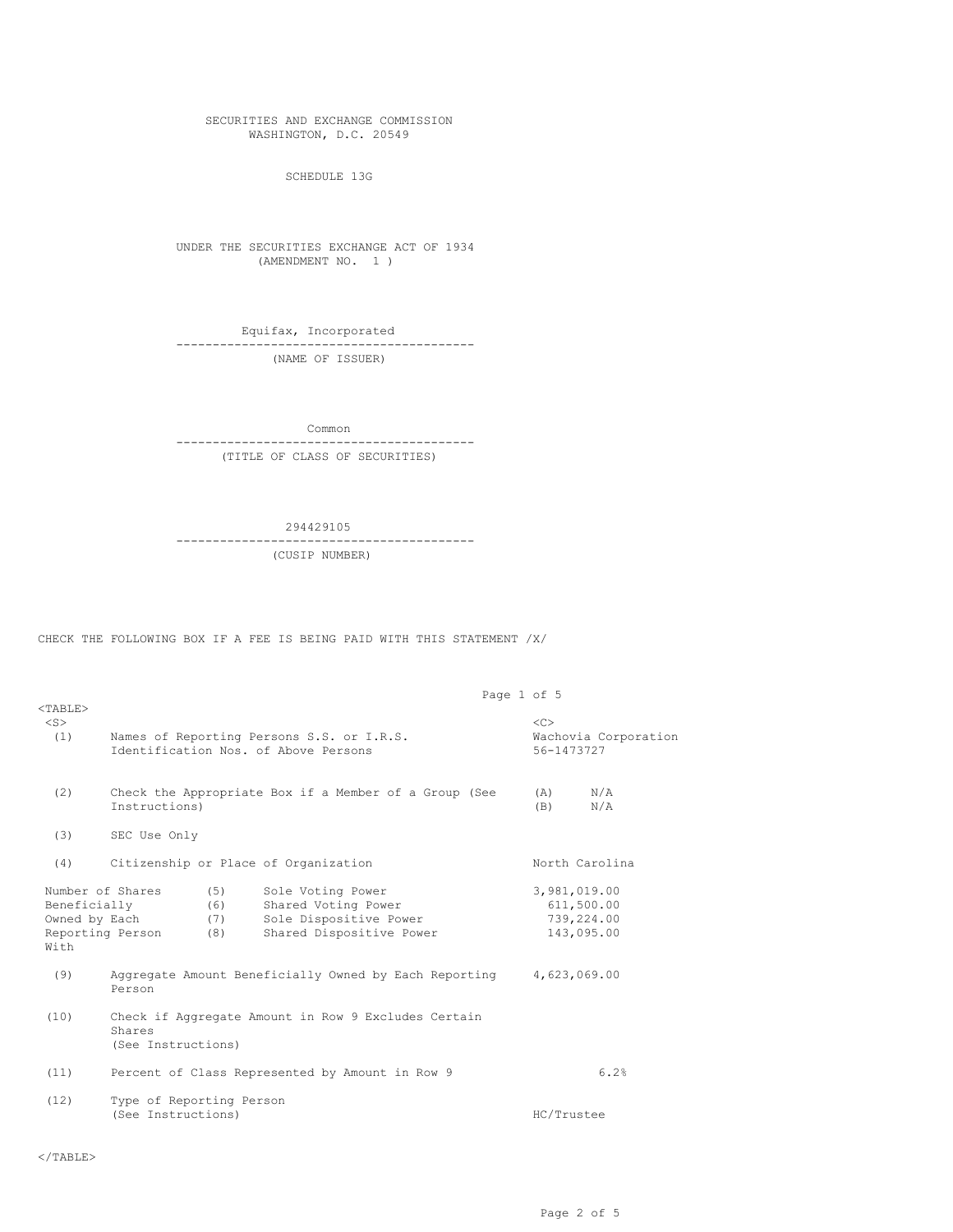SECURITIES AND EXCHANGE COMMISSION
WASHINGTON, D.C. 20549

SCHEDULE 13G

UNDER THE SECURITIES EXCHANGE ACT OF 1934
(AMENDMENT NO. 1 )

Equifax, Incorporated

(NAME OF ISSUER)

Common

(TITLE OF CLASS OF SECURITIES)

294429105

(CUSIP NUMBER)

CHECK THE FOLLOWING BOX IF A FEE IS BEING PAID WITH THIS STATEMENT /X/

| | | |
|---|---|---|
| (1) | Names of Reporting Persons S.S. or I.R.S. Identification Nos. of Above Persons | Wachovia Corporation 56-1473727 |
| (2) | Check the Appropriate Box if a Member of a Group (See Instructions) | (A) N/A<br>(B) N/A |
| (3) | SEC Use Only | |
| (4) | Citizenship or Place of Organization | North Carolina |
| Number of Shares Beneficially Owned by Each Reporting Person With | (5) Sole Voting Power | 3,981,019.00 |
| | (6) Shared Voting Power | 611,500.00 |
| | (7) Sole Dispositive Power | 739,224.00 |
| | (8) Shared Dispositive Power | 143,095.00 |
| (9) | Aggregate Amount Beneficially Owned by Each Reporting Person | 4,623,069.00 |
| (10) | Check if Aggregate Amount in Row 9 Excludes Certain Shares (See Instructions) | |
| (11) | Percent of Class Represented by Amount in Row 9 | 6.2% |
| (12) | Type of Reporting Person (See Instructions) | HC/Trustee |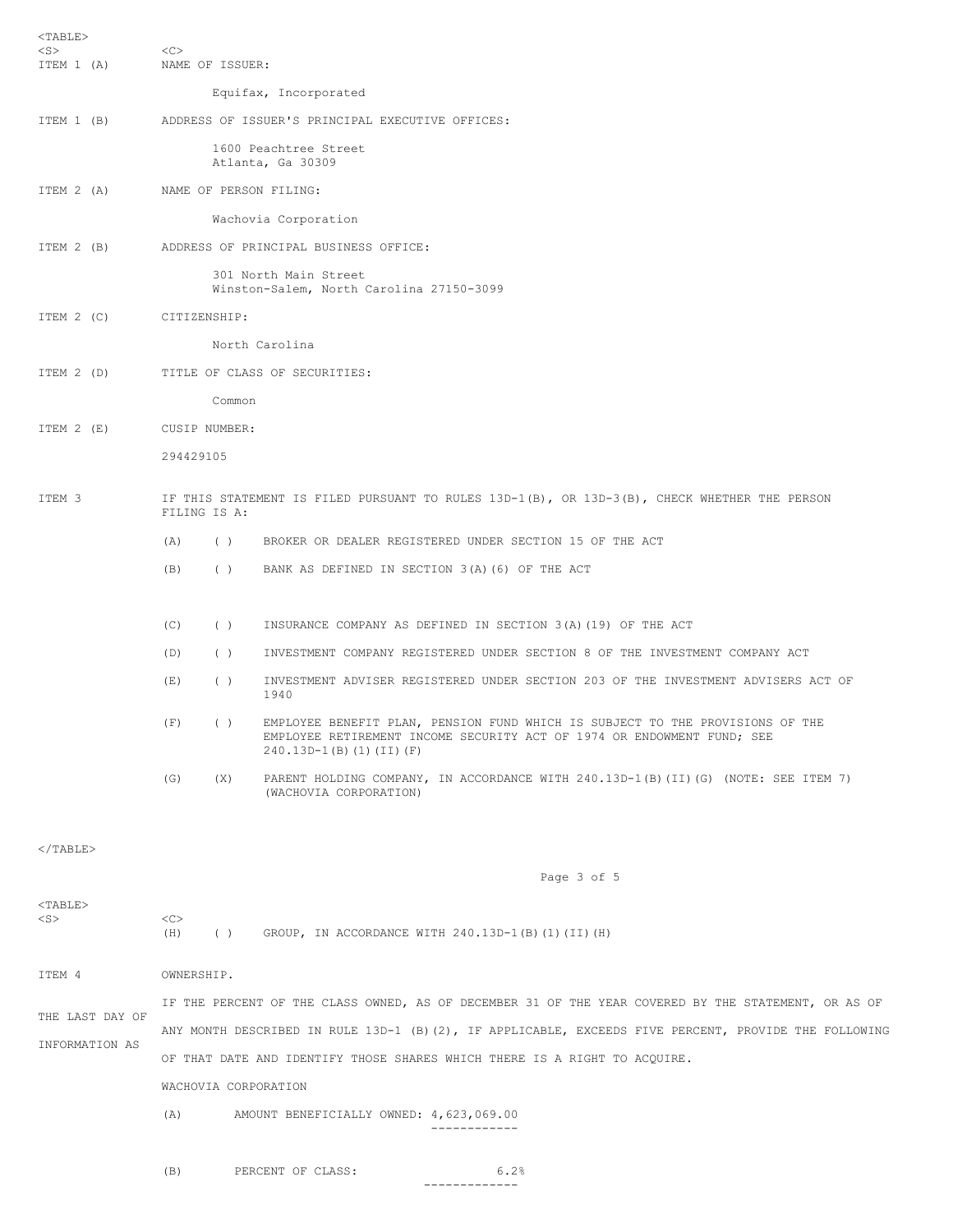ITEM 1 (A) NAME OF ISSUER:

Equifax, Incorporated

ITEM 1 (B) ADDRESS OF ISSUER'S PRINCIPAL EXECUTIVE OFFICES:

1600 Peachtree Street
Atlanta, Ga 30309

ITEM 2 (A) NAME OF PERSON FILING:

Wachovia Corporation

ITEM 2 (B) ADDRESS OF PRINCIPAL BUSINESS OFFICE:

301 North Main Street
Winston-Salem, North Carolina 27150-3099

ITEM 2 (C) CITIZENSHIP:

North Carolina

ITEM 2 (D) TITLE OF CLASS OF SECURITIES:

Common

ITEM 2 (E) CUSIP NUMBER:

294429105

ITEM 3 IF THIS STATEMENT IS FILED PURSUANT TO RULES 13D-1(B), OR 13D-3(B), CHECK WHETHER THE PERSON FILING IS A:

(A) ( ) BROKER OR DEALER REGISTERED UNDER SECTION 15 OF THE ACT

(B) ( ) BANK AS DEFINED IN SECTION 3(A)(6) OF THE ACT

(C) ( ) INSURANCE COMPANY AS DEFINED IN SECTION 3(A)(19) OF THE ACT

(D) ( ) INVESTMENT COMPANY REGISTERED UNDER SECTION 8 OF THE INVESTMENT COMPANY ACT

(E) ( ) INVESTMENT ADVISER REGISTERED UNDER SECTION 203 OF THE INVESTMENT ADVISERS ACT OF 1940

(F) ( ) EMPLOYEE BENEFIT PLAN, PENSION FUND WHICH IS SUBJECT TO THE PROVISIONS OF THE EMPLOYEE RETIREMENT INCOME SECURITY ACT OF 1974 OR ENDOWMENT FUND; SEE 240.13D-1(B)(1)(II)(F)

(G) (X) PARENT HOLDING COMPANY, IN ACCORDANCE WITH 240.13D-1(B)(II)(G) (NOTE: SEE ITEM 7) (WACHOVIA CORPORATION)

(H) ( ) GROUP, IN ACCORDANCE WITH 240.13D-1(B)(1)(II)(H)

ITEM 4 OWNERSHIP.

IF THE PERCENT OF THE CLASS OWNED, AS OF DECEMBER 31 OF THE YEAR COVERED BY THE STATEMENT, OR AS OF THE LAST DAY OF ANY MONTH DESCRIBED IN RULE 13D-1 (B)(2), IF APPLICABLE, EXCEEDS FIVE PERCENT, PROVIDE THE FOLLOWING INFORMATION AS OF THAT DATE AND IDENTIFY THOSE SHARES WHICH THERE IS A RIGHT TO ACQUIRE.

WACHOVIA CORPORATION

(A) AMOUNT BENEFICIALLY OWNED: 4,623,069.00

(B) PERCENT OF CLASS: 6.2%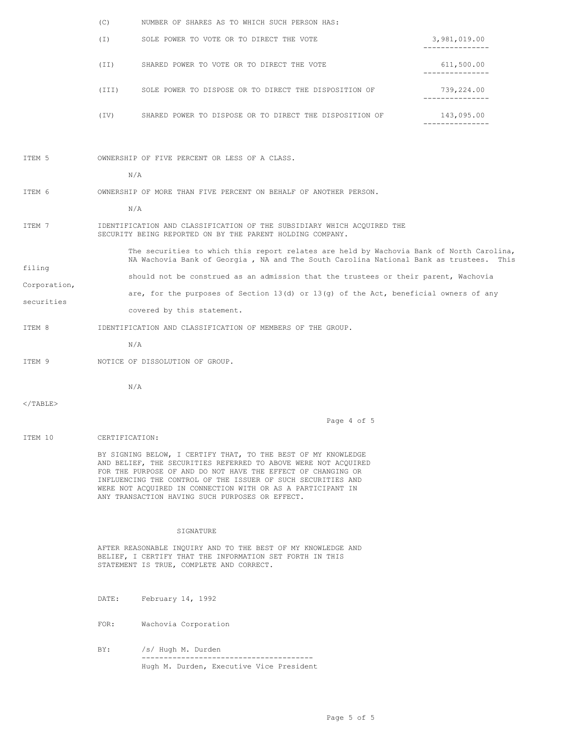| | | |
|---|---|---|
| (C) | NUMBER OF SHARES AS TO WHICH SUCH PERSON HAS: | |
| (I) | SOLE POWER TO VOTE OR TO DIRECT THE VOTE | 3,981,019.00 |
| (II) | SHARED POWER TO VOTE OR TO DIRECT THE VOTE | 611,500.00 |
| (III) | SOLE POWER TO DISPOSE OR TO DIRECT THE DISPOSITION OF | 739,224.00 |
| (IV) | SHARED POWER TO DISPOSE OR TO DIRECT THE DISPOSITION OF | 143,095.00 |

ITEM 5 OWNERSHIP OF FIVE PERCENT OR LESS OF A CLASS.

N/A

ITEM 6 OWNERSHIP OF MORE THAN FIVE PERCENT ON BEHALF OF ANOTHER PERSON.

N/A

ITEM 7 IDENTIFICATION AND CLASSIFICATION OF THE SUBSIDIARY WHICH ACQUIRED THE SECURITY BEING REPORTED ON BY THE PARENT HOLDING COMPANY.

The securities to which this report relates are held by Wachovia Bank of North Carolina, NA Wachovia Bank of Georgia , NA and The South Carolina National Bank as trustees. This filing should not be construed as an admission that the trustees or their parent, Wachovia Corporation, are, for the purposes of Section 13(d) or 13(g) of the Act, beneficial owners of any securities covered by this statement.

ITEM 8 IDENTIFICATION AND CLASSIFICATION OF MEMBERS OF THE GROUP.

N/A

ITEM 9 NOTICE OF DISSOLUTION OF GROUP.

N/A

</TABLE>

ITEM 10 CERTIFICATION:

BY SIGNING BELOW, I CERTIFY THAT, TO THE BEST OF MY KNOWLEDGE AND BELIEF, THE SECURITIES REFERRED TO ABOVE WERE NOT ACQUIRED FOR THE PURPOSE OF AND DO NOT HAVE THE EFFECT OF CHANGING OR INFLUENCING THE CONTROL OF THE ISSUER OF SUCH SECURITIES AND WERE NOT ACQUIRED IN CONNECTION WITH OR AS A PARTICIPANT IN ANY TRANSACTION HAVING SUCH PURPOSES OR EFFECT.

SIGNATURE

AFTER REASONABLE INQUIRY AND TO THE BEST OF MY KNOWLEDGE AND BELIEF, I CERTIFY THAT THE INFORMATION SET FORTH IN THIS STATEMENT IS TRUE, COMPLETE AND CORRECT.

DATE: February 14, 1992

FOR: Wachovia Corporation

BY: /s/ Hugh M. Durden

Hugh M. Durden, Executive Vice President